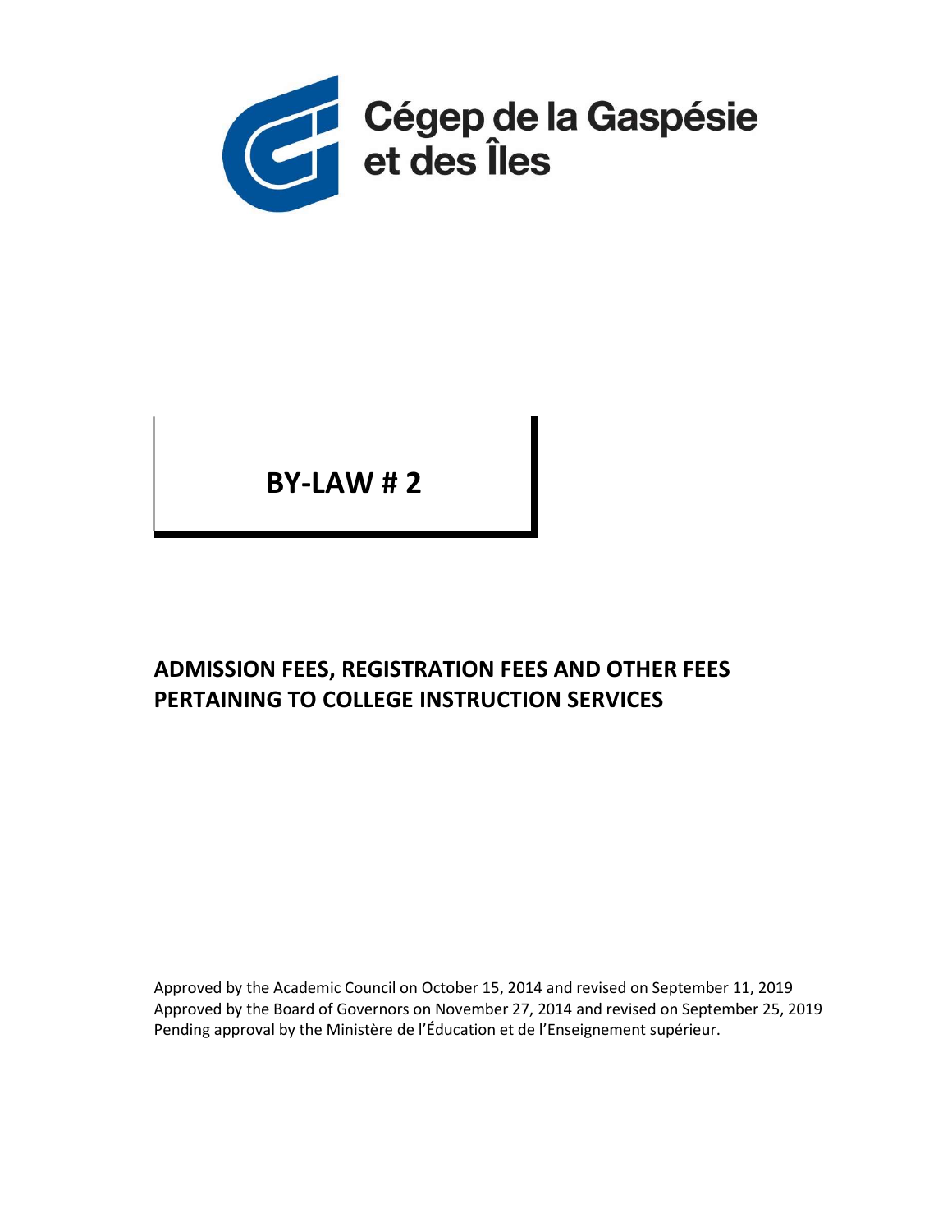Cégep de la Gaspésie et des Îles

# BY-LAW # 2

## ADMISSION FEES, REGISTRATION FEES AND OTHER FEES PERTAINING TO COLLEGE INSTRUCTION SERVICES

Approved by the Academic Council on October 15, 2014 and revised on September 11, 2019
Approved by the Board of Governors on November 27, 2014 and revised on September 25, 2019
Pending approval by the Ministère de l'Éducation et de l'Enseignement supérieur.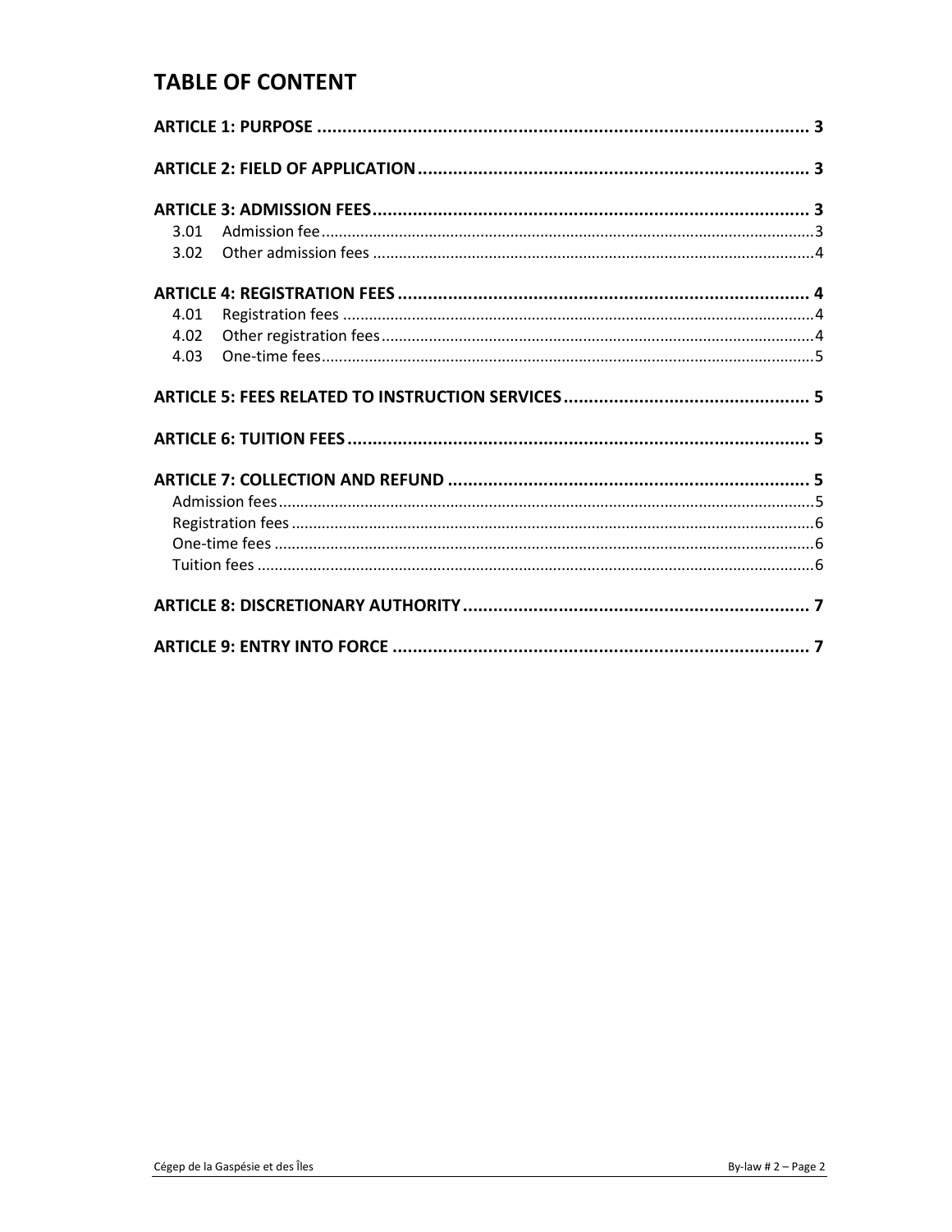# TABLE OF CONTENT

**ARTICLE 1: PURPOSE** ..... 3

**ARTICLE 2: FIELD OF APPLICATION** ..... 3

**ARTICLE 3: ADMISSION FEES** ..... 3

- 3.01 Admission fee ..... 3
- 3.02 Other admission fees ..... 4

**ARTICLE 4: REGISTRATION FEES** ..... 4

- 4.01 Registration fees ..... 4
- 4.02 Other registration fees ..... 4
- 4.03 One-time fees ..... 5

**ARTICLE 5: FEES RELATED TO INSTRUCTION SERVICES** ..... 5

**ARTICLE 6: TUITION FEES** ..... 5

**ARTICLE 7: COLLECTION AND REFUND** ..... 5

- Admission fees ..... 5
- Registration fees ..... 6
- One-time fees ..... 6
- Tuition fees ..... 6

**ARTICLE 8: DISCRETIONARY AUTHORITY** ..... 7

**ARTICLE 9: ENTRY INTO FORCE** ..... 7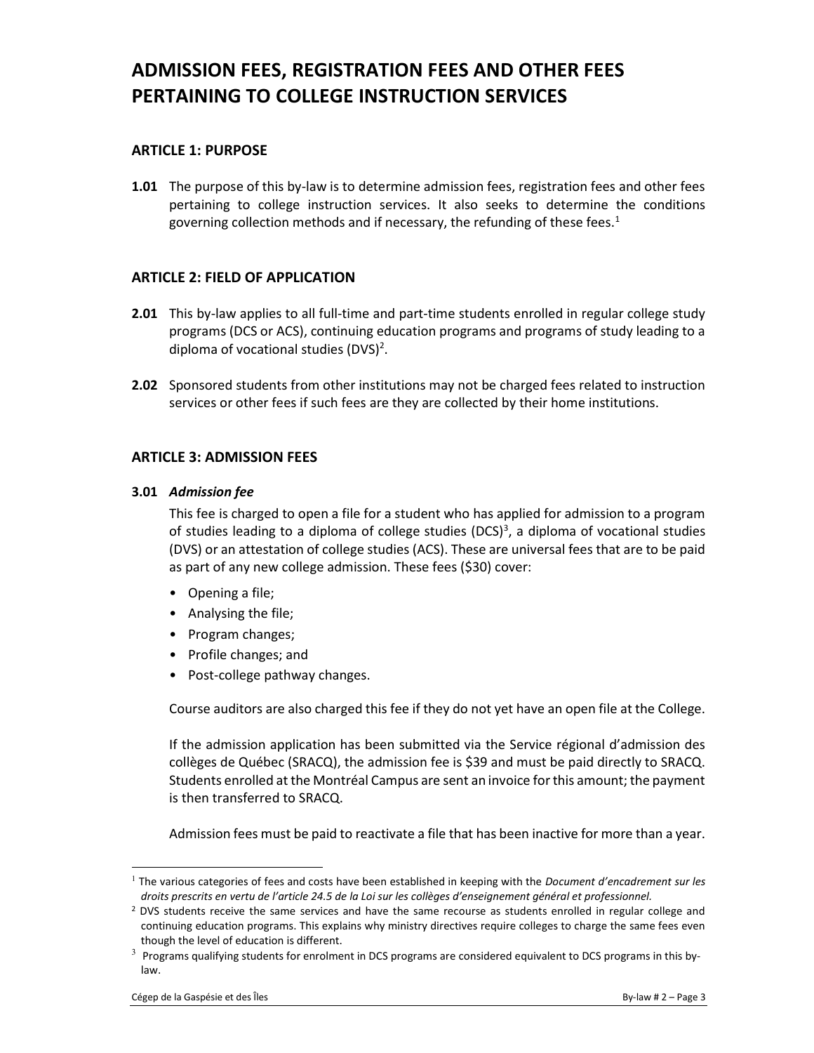# ADMISSION FEES, REGISTRATION FEES AND OTHER FEES PERTAINING TO COLLEGE INSTRUCTION SERVICES

## ARTICLE 1: PURPOSE

**1.01** The purpose of this by-law is to determine admission fees, registration fees and other fees pertaining to college instruction services. It also seeks to determine the conditions governing collection methods and if necessary, the refunding of these fees.[1]

## ARTICLE 2: FIELD OF APPLICATION

**2.01** This by-law applies to all full-time and part-time students enrolled in regular college study programs (DCS or ACS), continuing education programs and programs of study leading to a diploma of vocational studies (DVS)[2].

**2.02** Sponsored students from other institutions may not be charged fees related to instruction services or other fees if such fees are they are collected by their home institutions.

## ARTICLE 3: ADMISSION FEES

**3.01** ***Admission fee***

This fee is charged to open a file for a student who has applied for admission to a program of studies leading to a diploma of college studies (DCS)[3], a diploma of vocational studies (DVS) or an attestation of college studies (ACS). These are universal fees that are to be paid as part of any new college admission. These fees ($30) cover:

- Opening a file;
- Analysing the file;
- Program changes;
- Profile changes; and
- Post-college pathway changes.

Course auditors are also charged this fee if they do not yet have an open file at the College.

If the admission application has been submitted via the Service régional d'admission des collèges de Québec (SRACQ), the admission fee is $39 and must be paid directly to SRACQ. Students enrolled at the Montréal Campus are sent an invoice for this amount; the payment is then transferred to SRACQ.

Admission fees must be paid to reactivate a file that has been inactive for more than a year.

---

[1] The various categories of fees and costs have been established in keeping with the *Document d'encadrement sur les droits prescrits en vertu de l'article 24.5 de la Loi sur les collèges d'enseignement général et professionnel.*

[2] DVS students receive the same services and have the same recourse as students enrolled in regular college and continuing education programs. This explains why ministry directives require colleges to charge the same fees even though the level of education is different.

[3] Programs qualifying students for enrolment in DCS programs are considered equivalent to DCS programs in this by-law.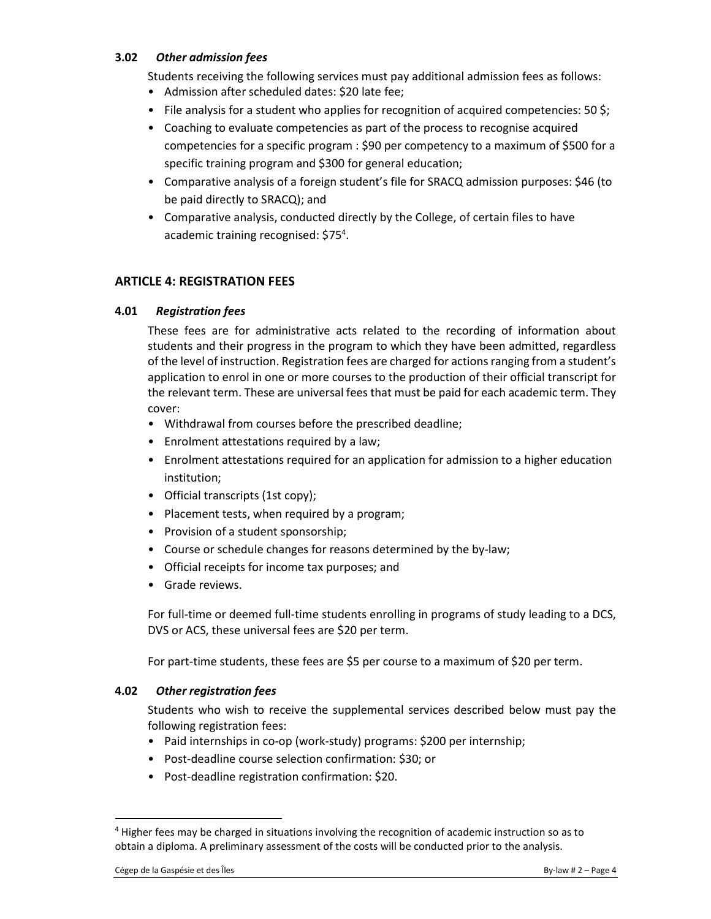### 3.02 *Other admission fees*

Students receiving the following services must pay additional admission fees as follows:

- Admission after scheduled dates: $20 late fee;
- File analysis for a student who applies for recognition of acquired competencies: 50 $;
- Coaching to evaluate competencies as part of the process to recognise acquired competencies for a specific program : $90 per competency to a maximum of $500 for a specific training program and $300 for general education;
- Comparative analysis of a foreign student's file for SRACQ admission purposes: $46 (to be paid directly to SRACQ); and
- Comparative analysis, conducted directly by the College, of certain files to have academic training recognised: $75[4].

## ARTICLE 4: REGISTRATION FEES

### 4.01 *Registration fees*

These fees are for administrative acts related to the recording of information about students and their progress in the program to which they have been admitted, regardless of the level of instruction. Registration fees are charged for actions ranging from a student's application to enrol in one or more courses to the production of their official transcript for the relevant term. These are universal fees that must be paid for each academic term. They cover:

- Withdrawal from courses before the prescribed deadline;
- Enrolment attestations required by a law;
- Enrolment attestations required for an application for admission to a higher education institution;
- Official transcripts (1st copy);
- Placement tests, when required by a program;
- Provision of a student sponsorship;
- Course or schedule changes for reasons determined by the by-law;
- Official receipts for income tax purposes; and
- Grade reviews.

For full-time or deemed full-time students enrolling in programs of study leading to a DCS, DVS or ACS, these universal fees are $20 per term.

For part-time students, these fees are $5 per course to a maximum of $20 per term.

### 4.02 *Other registration fees*

Students who wish to receive the supplemental services described below must pay the following registration fees:

- Paid internships in co-op (work-study) programs: $200 per internship;
- Post-deadline course selection confirmation: $30; or
- Post-deadline registration confirmation: $20.

[4] Higher fees may be charged in situations involving the recognition of academic instruction so as to obtain a diploma. A preliminary assessment of the costs will be conducted prior to the analysis.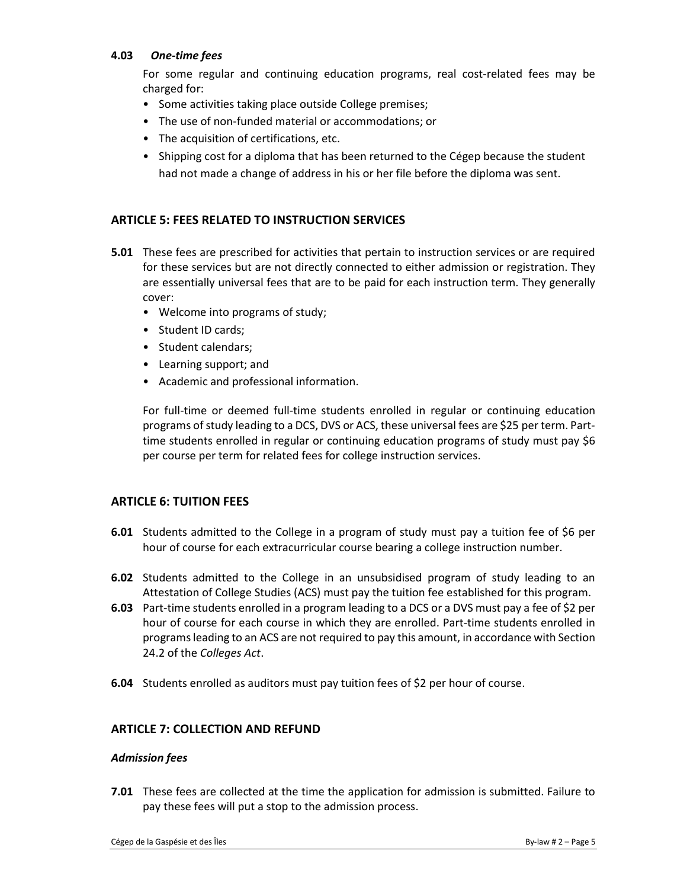**4.03** ***One-time fees***

For some regular and continuing education programs, real cost-related fees may be charged for:

- Some activities taking place outside College premises;
- The use of non-funded material or accommodations; or
- The acquisition of certifications, etc.
- Shipping cost for a diploma that has been returned to the Cégep because the student had not made a change of address in his or her file before the diploma was sent.

## ARTICLE 5: FEES RELATED TO INSTRUCTION SERVICES

**5.01** These fees are prescribed for activities that pertain to instruction services or are required for these services but are not directly connected to either admission or registration. They are essentially universal fees that are to be paid for each instruction term. They generally cover:

- Welcome into programs of study;
- Student ID cards;
- Student calendars;
- Learning support; and
- Academic and professional information.

For full-time or deemed full-time students enrolled in regular or continuing education programs of study leading to a DCS, DVS or ACS, these universal fees are $25 per term. Part-time students enrolled in regular or continuing education programs of study must pay $6 per course per term for related fees for college instruction services.

## ARTICLE 6: TUITION FEES

**6.01** Students admitted to the College in a program of study must pay a tuition fee of $6 per hour of course for each extracurricular course bearing a college instruction number.

**6.02** Students admitted to the College in an unsubsidised program of study leading to an Attestation of College Studies (ACS) must pay the tuition fee established for this program.

**6.03** Part-time students enrolled in a program leading to a DCS or a DVS must pay a fee of $2 per hour of course for each course in which they are enrolled. Part-time students enrolled in programs leading to an ACS are not required to pay this amount, in accordance with Section 24.2 of the *Colleges Act*.

**6.04** Students enrolled as auditors must pay tuition fees of $2 per hour of course.

## ARTICLE 7: COLLECTION AND REFUND

***Admission fees***

**7.01** These fees are collected at the time the application for admission is submitted. Failure to pay these fees will put a stop to the admission process.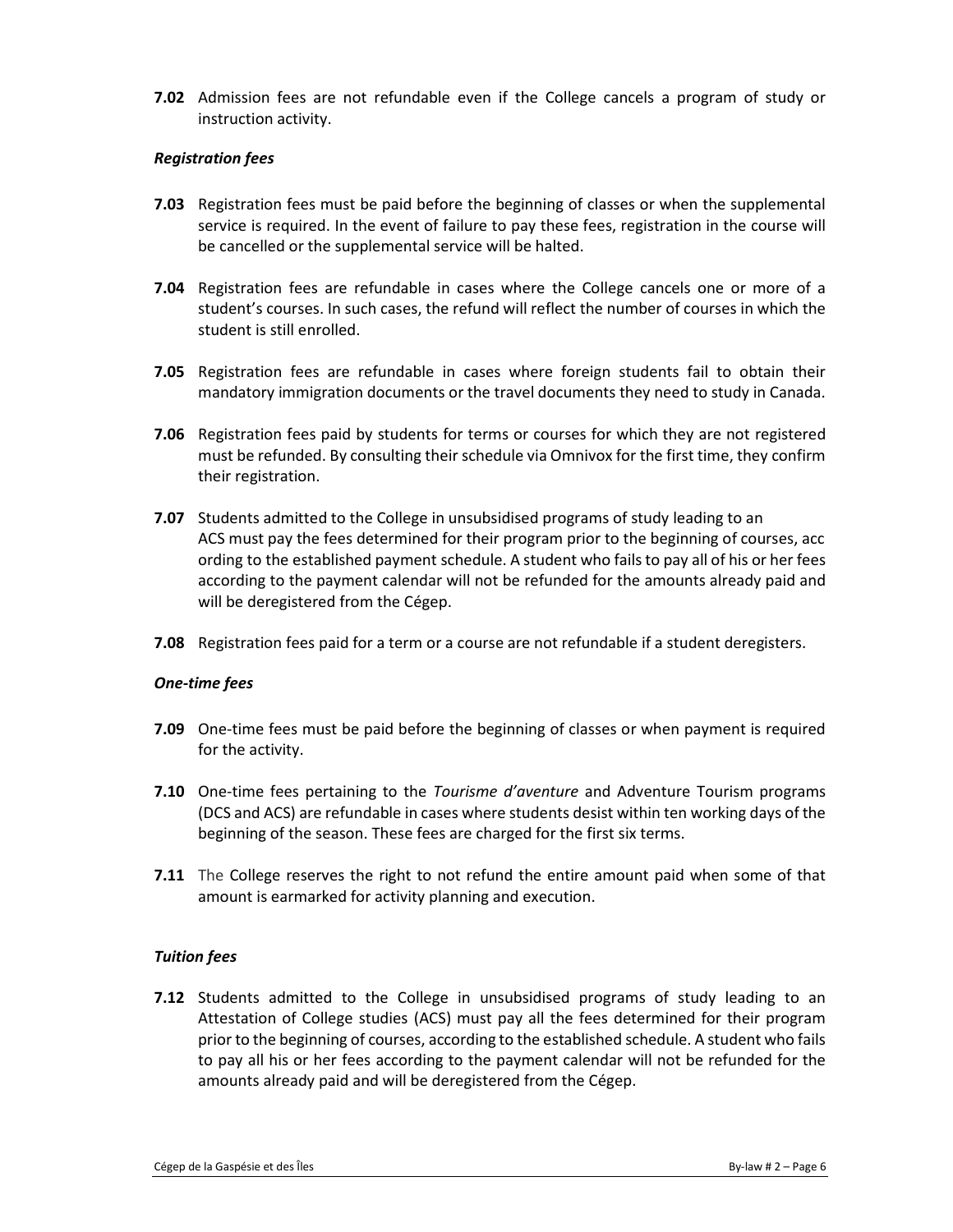**7.02** Admission fees are not refundable even if the College cancels a program of study or instruction activity.

### *Registration fees*

**7.03** Registration fees must be paid before the beginning of classes or when the supplemental service is required. In the event of failure to pay these fees, registration in the course will be cancelled or the supplemental service will be halted.

**7.04** Registration fees are refundable in cases where the College cancels one or more of a student's courses. In such cases, the refund will reflect the number of courses in which the student is still enrolled.

**7.05** Registration fees are refundable in cases where foreign students fail to obtain their mandatory immigration documents or the travel documents they need to study in Canada.

**7.06** Registration fees paid by students for terms or courses for which they are not registered must be refunded. By consulting their schedule via Omnivox for the first time, they confirm their registration.

**7.07** Students admitted to the College in unsubsidised programs of study leading to an ACS must pay the fees determined for their program prior to the beginning of courses, acc ording to the established payment schedule. A student who fails to pay all of his or her fees according to the payment calendar will not be refunded for the amounts already paid and will be deregistered from the Cégep.

**7.08** Registration fees paid for a term or a course are not refundable if a student deregisters.

### *One-time fees*

**7.09** One-time fees must be paid before the beginning of classes or when payment is required for the activity.

**7.10** One-time fees pertaining to the *Tourisme d'aventure* and Adventure Tourism programs (DCS and ACS) are refundable in cases where students desist within ten working days of the beginning of the season. These fees are charged for the first six terms.

**7.11** The College reserves the right to not refund the entire amount paid when some of that amount is earmarked for activity planning and execution.

### *Tuition fees*

**7.12** Students admitted to the College in unsubsidised programs of study leading to an Attestation of College studies (ACS) must pay all the fees determined for their program prior to the beginning of courses, according to the established schedule. A student who fails to pay all his or her fees according to the payment calendar will not be refunded for the amounts already paid and will be deregistered from the Cégep.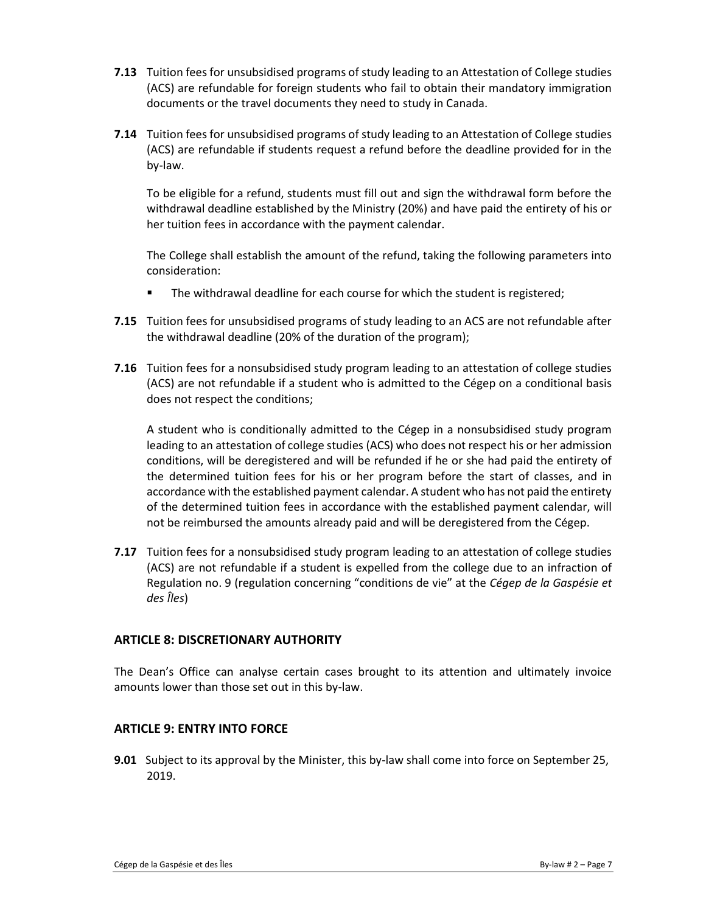**7.13** Tuition fees for unsubsidised programs of study leading to an Attestation of College studies (ACS) are refundable for foreign students who fail to obtain their mandatory immigration documents or the travel documents they need to study in Canada.

**7.14** Tuition fees for unsubsidised programs of study leading to an Attestation of College studies (ACS) are refundable if students request a refund before the deadline provided for in the by-law.

To be eligible for a refund, students must fill out and sign the withdrawal form before the withdrawal deadline established by the Ministry (20%) and have paid the entirety of his or her tuition fees in accordance with the payment calendar.

The College shall establish the amount of the refund, taking the following parameters into consideration:

- The withdrawal deadline for each course for which the student is registered;

**7.15** Tuition fees for unsubsidised programs of study leading to an ACS are not refundable after the withdrawal deadline (20% of the duration of the program);

**7.16** Tuition fees for a nonsubsidised study program leading to an attestation of college studies (ACS) are not refundable if a student who is admitted to the Cégep on a conditional basis does not respect the conditions;

A student who is conditionally admitted to the Cégep in a nonsubsidised study program leading to an attestation of college studies (ACS) who does not respect his or her admission conditions, will be deregistered and will be refunded if he or she had paid the entirety of the determined tuition fees for his or her program before the start of classes, and in accordance with the established payment calendar. A student who has not paid the entirety of the determined tuition fees in accordance with the established payment calendar, will not be reimbursed the amounts already paid and will be deregistered from the Cégep.

**7.17** Tuition fees for a nonsubsidised study program leading to an attestation of college studies (ACS) are not refundable if a student is expelled from the college due to an infraction of Regulation no. 9 (regulation concerning "conditions de vie" at the *Cégep de la Gaspésie et des Îles*)

## ARTICLE 8: DISCRETIONARY AUTHORITY

The Dean's Office can analyse certain cases brought to its attention and ultimately invoice amounts lower than those set out in this by-law.

## ARTICLE 9: ENTRY INTO FORCE

**9.01** Subject to its approval by the Minister, this by-law shall come into force on September 25, 2019.